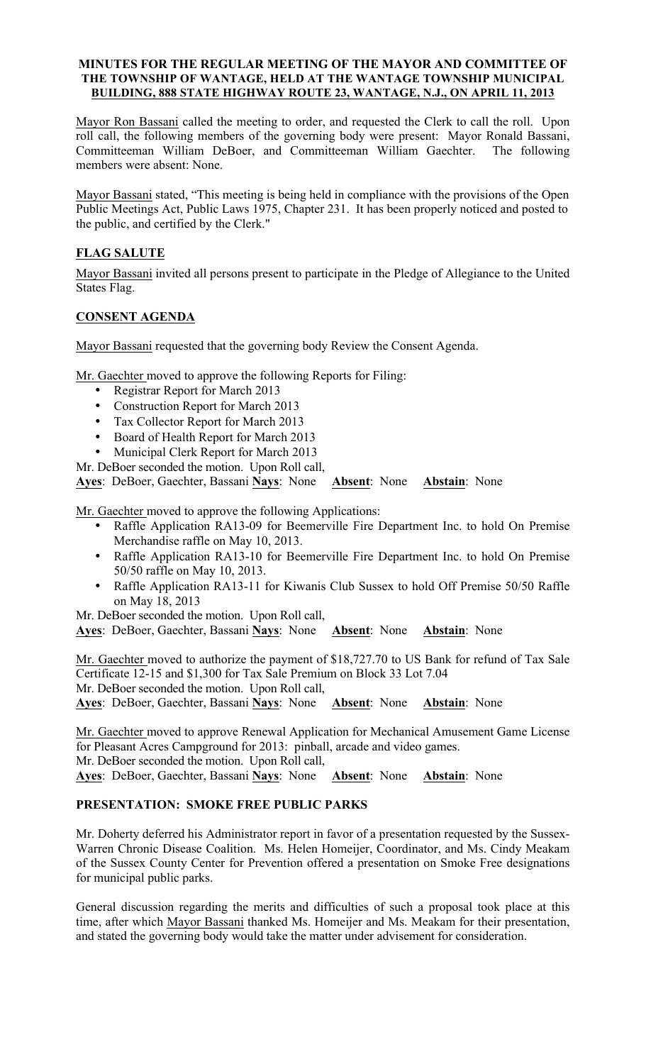**MINUTES FOR THE REGULAR MEETING OF THE MAYOR AND COMMITTEE OF THE TOWNSHIP OF WANTAGE, HELD AT THE WANTAGE TOWNSHIP MUNICIPAL BUILDING, 888 STATE HIGHWAY ROUTE 23, WANTAGE, N.J., ON APRIL 11, 2013**

Mayor Ron Bassani called the meeting to order, and requested the Clerk to call the roll. Upon roll call, the following members of the governing body were present: Mayor Ronald Bassani, Committeeman William DeBoer, and Committeeman William Gaechter. The following members were absent: None.

Mayor Bassani stated, "This meeting is being held in compliance with the provisions of the Open Public Meetings Act, Public Laws 1975, Chapter 231. It has been properly noticed and posted to the public, and certified by the Clerk."

## FLAG SALUTE

Mayor Bassani invited all persons present to participate in the Pledge of Allegiance to the United States Flag.

## CONSENT AGENDA

Mayor Bassani requested that the governing body Review the Consent Agenda.

Mr. Gaechter moved to approve the following Reports for Filing:

- Registrar Report for March 2013
- Construction Report for March 2013
- Tax Collector Report for March 2013
- Board of Health Report for March 2013
- Municipal Clerk Report for March 2013

Mr. DeBoer seconded the motion. Upon Roll call,
**Ayes**: DeBoer, Gaechter, Bassani **Nays**: None **Absent**: None **Abstain**: None

Mr. Gaechter moved to approve the following Applications:

- Raffle Application RA13-09 for Beemerville Fire Department Inc. to hold On Premise Merchandise raffle on May 10, 2013.
- Raffle Application RA13-10 for Beemerville Fire Department Inc. to hold On Premise 50/50 raffle on May 10, 2013.
- Raffle Application RA13-11 for Kiwanis Club Sussex to hold Off Premise 50/50 Raffle on May 18, 2013

Mr. DeBoer seconded the motion. Upon Roll call,
**Ayes**: DeBoer, Gaechter, Bassani **Nays**: None **Absent**: None **Abstain**: None

Mr. Gaechter moved to authorize the payment of $18,727.70 to US Bank for refund of Tax Sale Certificate 12-15 and $1,300 for Tax Sale Premium on Block 33 Lot 7.04
Mr. DeBoer seconded the motion. Upon Roll call,
**Ayes**: DeBoer, Gaechter, Bassani **Nays**: None **Absent**: None **Abstain**: None

Mr. Gaechter moved to approve Renewal Application for Mechanical Amusement Game License for Pleasant Acres Campground for 2013: pinball, arcade and video games.
Mr. DeBoer seconded the motion. Upon Roll call,
**Ayes**: DeBoer, Gaechter, Bassani **Nays**: None **Absent**: None **Abstain**: None

## PRESENTATION: SMOKE FREE PUBLIC PARKS

Mr. Doherty deferred his Administrator report in favor of a presentation requested by the Sussex-Warren Chronic Disease Coalition. Ms. Helen Homeijer, Coordinator, and Ms. Cindy Meakam of the Sussex County Center for Prevention offered a presentation on Smoke Free designations for municipal public parks.

General discussion regarding the merits and difficulties of such a proposal took place at this time, after which Mayor Bassani thanked Ms. Homeijer and Ms. Meakam for their presentation, and stated the governing body would take the matter under advisement for consideration.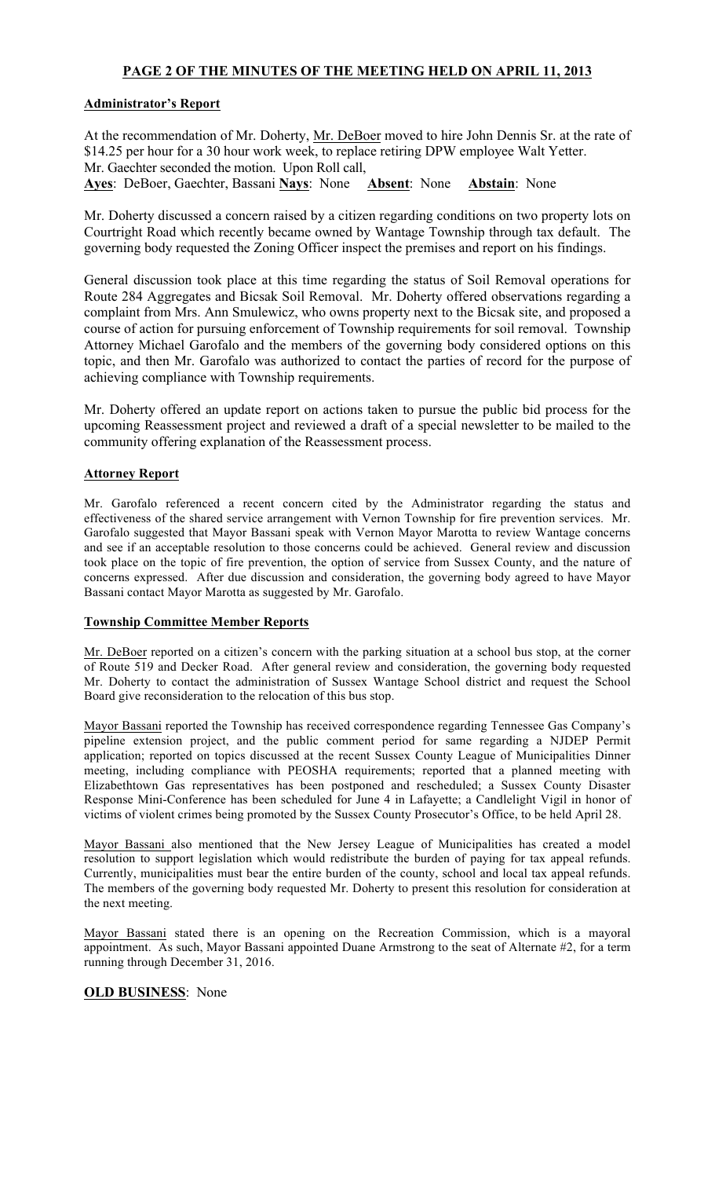## PAGE 2 OF THE MINUTES OF THE MEETING HELD ON APRIL 11, 2013

### Administrator's Report

At the recommendation of Mr. Doherty, Mr. DeBoer moved to hire John Dennis Sr. at the rate of $14.25 per hour for a 30 hour work week, to replace retiring DPW employee Walt Yetter. Mr. Gaechter seconded the motion. Upon Roll call,
**Ayes**: DeBoer, Gaechter, Bassani **Nays**: None **Absent**: None **Abstain**: None

Mr. Doherty discussed a concern raised by a citizen regarding conditions on two property lots on Courtright Road which recently became owned by Wantage Township through tax default. The governing body requested the Zoning Officer inspect the premises and report on his findings.

General discussion took place at this time regarding the status of Soil Removal operations for Route 284 Aggregates and Bicsak Soil Removal. Mr. Doherty offered observations regarding a complaint from Mrs. Ann Smulewicz, who owns property next to the Bicsak site, and proposed a course of action for pursuing enforcement of Township requirements for soil removal. Township Attorney Michael Garofalo and the members of the governing body considered options on this topic, and then Mr. Garofalo was authorized to contact the parties of record for the purpose of achieving compliance with Township requirements.

Mr. Doherty offered an update report on actions taken to pursue the public bid process for the upcoming Reassessment project and reviewed a draft of a special newsletter to be mailed to the community offering explanation of the Reassessment process.

### Attorney Report

Mr. Garofalo referenced a recent concern cited by the Administrator regarding the status and effectiveness of the shared service arrangement with Vernon Township for fire prevention services. Mr. Garofalo suggested that Mayor Bassani speak with Vernon Mayor Marotta to review Wantage concerns and see if an acceptable resolution to those concerns could be achieved. General review and discussion took place on the topic of fire prevention, the option of service from Sussex County, and the nature of concerns expressed. After due discussion and consideration, the governing body agreed to have Mayor Bassani contact Mayor Marotta as suggested by Mr. Garofalo.

### Township Committee Member Reports

Mr. DeBoer reported on a citizen's concern with the parking situation at a school bus stop, at the corner of Route 519 and Decker Road. After general review and consideration, the governing body requested Mr. Doherty to contact the administration of Sussex Wantage School district and request the School Board give reconsideration to the relocation of this bus stop.

Mayor Bassani reported the Township has received correspondence regarding Tennessee Gas Company's pipeline extension project, and the public comment period for same regarding a NJDEP Permit application; reported on topics discussed at the recent Sussex County League of Municipalities Dinner meeting, including compliance with PEOSHA requirements; reported that a planned meeting with Elizabethtown Gas representatives has been postponed and rescheduled; a Sussex County Disaster Response Mini-Conference has been scheduled for June 4 in Lafayette; a Candlelight Vigil in honor of victims of violent crimes being promoted by the Sussex County Prosecutor's Office, to be held April 28.

Mayor Bassani also mentioned that the New Jersey League of Municipalities has created a model resolution to support legislation which would redistribute the burden of paying for tax appeal refunds. Currently, municipalities must bear the entire burden of the county, school and local tax appeal refunds. The members of the governing body requested Mr. Doherty to present this resolution for consideration at the next meeting.

Mayor Bassani stated there is an opening on the Recreation Commission, which is a mayoral appointment. As such, Mayor Bassani appointed Duane Armstrong to the seat of Alternate #2, for a term running through December 31, 2016.

## OLD BUSINESS: None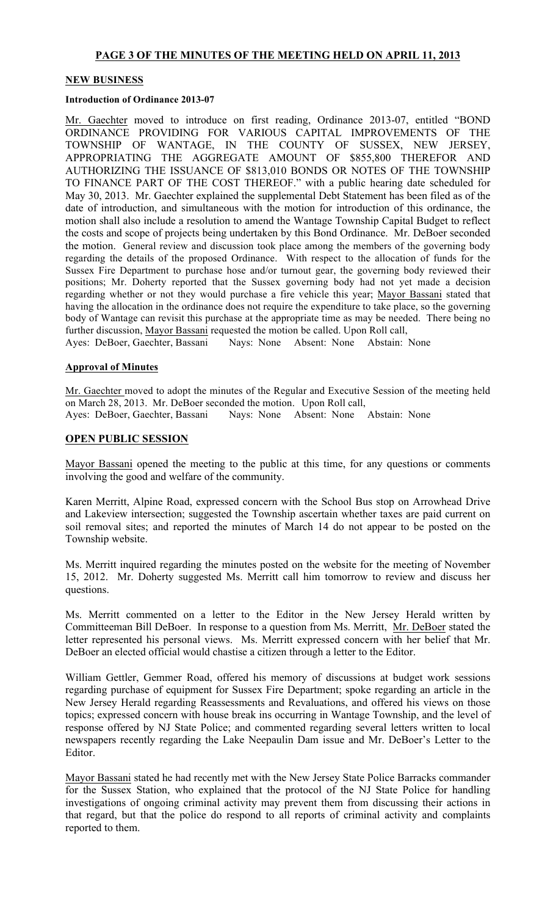**PAGE 3 OF THE MINUTES OF THE MEETING HELD ON APRIL 11, 2013**

**NEW BUSINESS**

**Introduction of Ordinance 2013-07**

Mr. Gaechter moved to introduce on first reading, Ordinance 2013-07, entitled "BOND ORDINANCE PROVIDING FOR VARIOUS CAPITAL IMPROVEMENTS OF THE TOWNSHIP OF WANTAGE, IN THE COUNTY OF SUSSEX, NEW JERSEY, APPROPRIATING THE AGGREGATE AMOUNT OF $855,800 THEREFOR AND AUTHORIZING THE ISSUANCE OF $813,010 BONDS OR NOTES OF THE TOWNSHIP TO FINANCE PART OF THE COST THEREOF." with a public hearing date scheduled for May 30, 2013. Mr. Gaechter explained the supplemental Debt Statement has been filed as of the date of introduction, and simultaneous with the motion for introduction of this ordinance, the motion shall also include a resolution to amend the Wantage Township Capital Budget to reflect the costs and scope of projects being undertaken by this Bond Ordinance. Mr. DeBoer seconded the motion. General review and discussion took place among the members of the governing body regarding the details of the proposed Ordinance. With respect to the allocation of funds for the Sussex Fire Department to purchase hose and/or turnout gear, the governing body reviewed their positions; Mr. Doherty reported that the Sussex governing body had not yet made a decision regarding whether or not they would purchase a fire vehicle this year; Mayor Bassani stated that having the allocation in the ordinance does not require the expenditure to take place, so the governing body of Wantage can revisit this purchase at the appropriate time as may be needed. There being no further discussion, Mayor Bassani requested the motion be called. Upon Roll call,
Ayes: DeBoer, Gaechter, Bassani Nays: None Absent: None Abstain: None

**Approval of Minutes**

Mr. Gaechter moved to adopt the minutes of the Regular and Executive Session of the meeting held on March 28, 2013. Mr. DeBoer seconded the motion. Upon Roll call,
Ayes: DeBoer, Gaechter, Bassani Nays: None Absent: None Abstain: None

**OPEN PUBLIC SESSION**

Mayor Bassani opened the meeting to the public at this time, for any questions or comments involving the good and welfare of the community.

Karen Merritt, Alpine Road, expressed concern with the School Bus stop on Arrowhead Drive and Lakeview intersection; suggested the Township ascertain whether taxes are paid current on soil removal sites; and reported the minutes of March 14 do not appear to be posted on the Township website.

Ms. Merritt inquired regarding the minutes posted on the website for the meeting of November 15, 2012. Mr. Doherty suggested Ms. Merritt call him tomorrow to review and discuss her questions.

Ms. Merritt commented on a letter to the Editor in the New Jersey Herald written by Committeeman Bill DeBoer. In response to a question from Ms. Merritt, Mr. DeBoer stated the letter represented his personal views. Ms. Merritt expressed concern with her belief that Mr. DeBoer an elected official would chastise a citizen through a letter to the Editor.

William Gettler, Gemmer Road, offered his memory of discussions at budget work sessions regarding purchase of equipment for Sussex Fire Department; spoke regarding an article in the New Jersey Herald regarding Reassessments and Revaluations, and offered his views on those topics; expressed concern with house break ins occurring in Wantage Township, and the level of response offered by NJ State Police; and commented regarding several letters written to local newspapers recently regarding the Lake Neepaulin Dam issue and Mr. DeBoer's Letter to the Editor.

Mayor Bassani stated he had recently met with the New Jersey State Police Barracks commander for the Sussex Station, who explained that the protocol of the NJ State Police for handling investigations of ongoing criminal activity may prevent them from discussing their actions in that regard, but that the police do respond to all reports of criminal activity and complaints reported to them.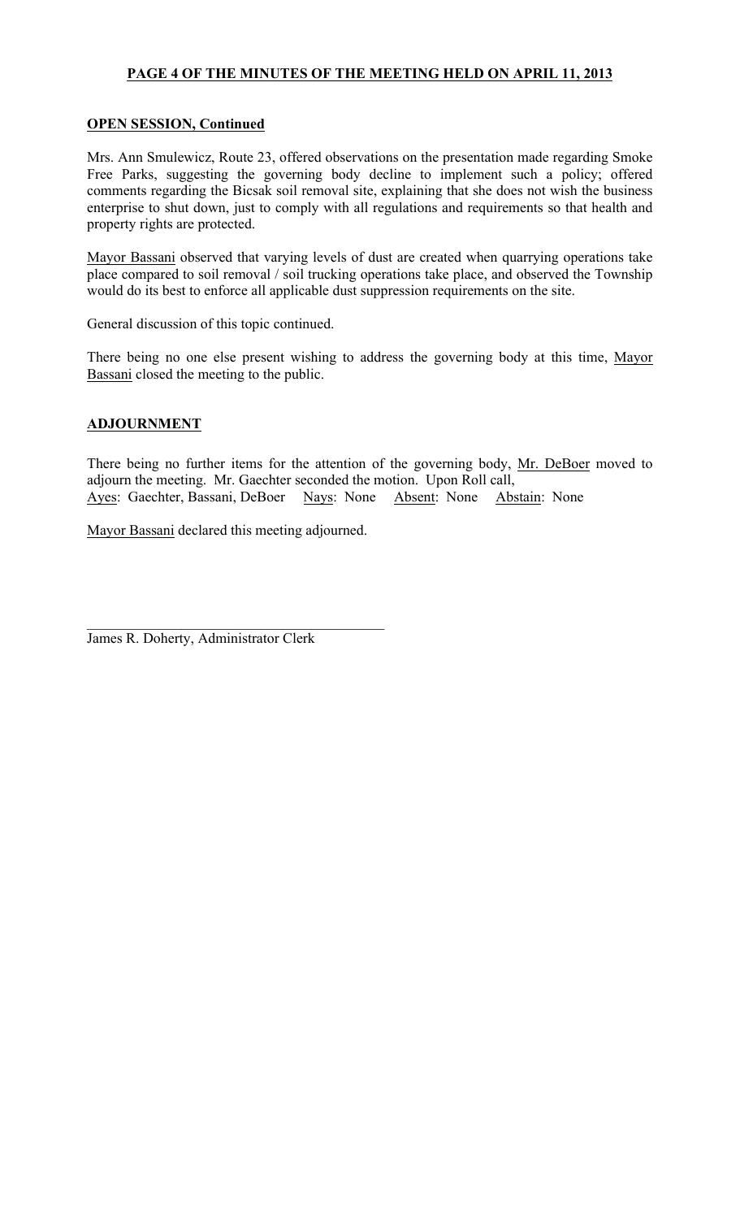**PAGE 4 OF THE MINUTES OF THE MEETING HELD ON APRIL 11, 2013**

**OPEN SESSION, Continued**

Mrs. Ann Smulewicz, Route 23, offered observations on the presentation made regarding Smoke Free Parks, suggesting the governing body decline to implement such a policy; offered comments regarding the Bicsak soil removal site, explaining that she does not wish the business enterprise to shut down, just to comply with all regulations and requirements so that health and property rights are protected.

Mayor Bassani observed that varying levels of dust are created when quarrying operations take place compared to soil removal / soil trucking operations take place, and observed the Township would do its best to enforce all applicable dust suppression requirements on the site.

General discussion of this topic continued.

There being no one else present wishing to address the governing body at this time, Mayor Bassani closed the meeting to the public.

**ADJOURNMENT**

There being no further items for the attention of the governing body, Mr. DeBoer moved to adjourn the meeting. Mr. Gaechter seconded the motion. Upon Roll call,
Ayes: Gaechter, Bassani, DeBoer Nays: None Absent: None Abstain: None

Mayor Bassani declared this meeting adjourned.

\_\_\_\_\_\_\_\_\_\_\_\_\_\_\_\_\_\_\_\_\_\_\_\_\_\_\_\_\_\_\_\_\_\_\_\_\_\_\_\_

James R. Doherty, Administrator Clerk